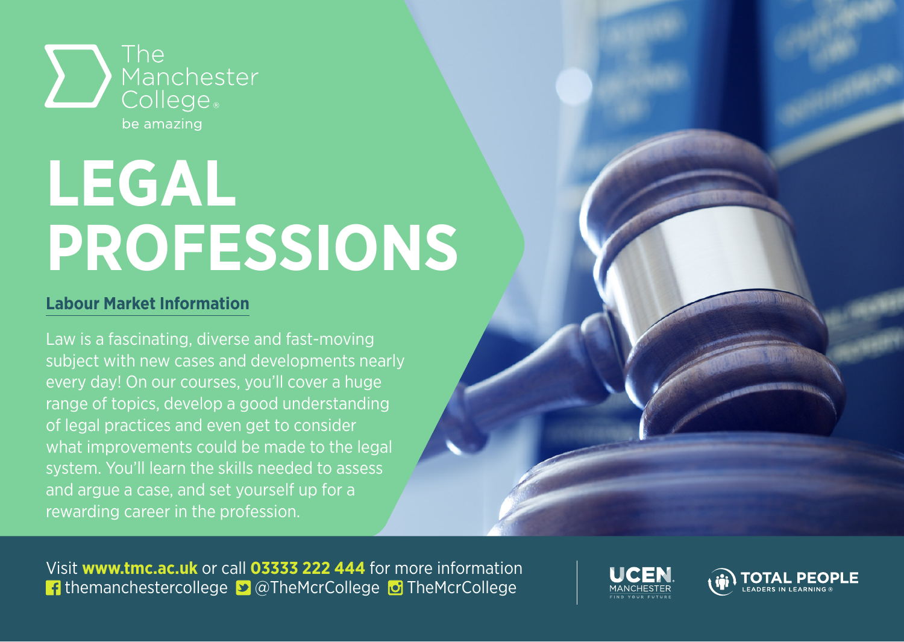The Manchester College
be amazing

# LEGAL PROFESSIONS

## Labour Market Information

Law is a fascinating, diverse and fast-moving subject with new cases and developments nearly every day! On our courses, you'll cover a huge range of topics, develop a good understanding of legal practices and even get to consider what improvements could be made to the legal system. You'll learn the skills needed to assess and argue a case, and set yourself up for a rewarding career in the profession.

Visit **www.tmc.ac.uk** or call **03333 222 444** for more information
themanchestercollege @TheMcrCollege TheMcrCollege

UCEN MANCHESTER FIND YOUR FUTURE

TOTAL PEOPLE LEADERS IN LEARNING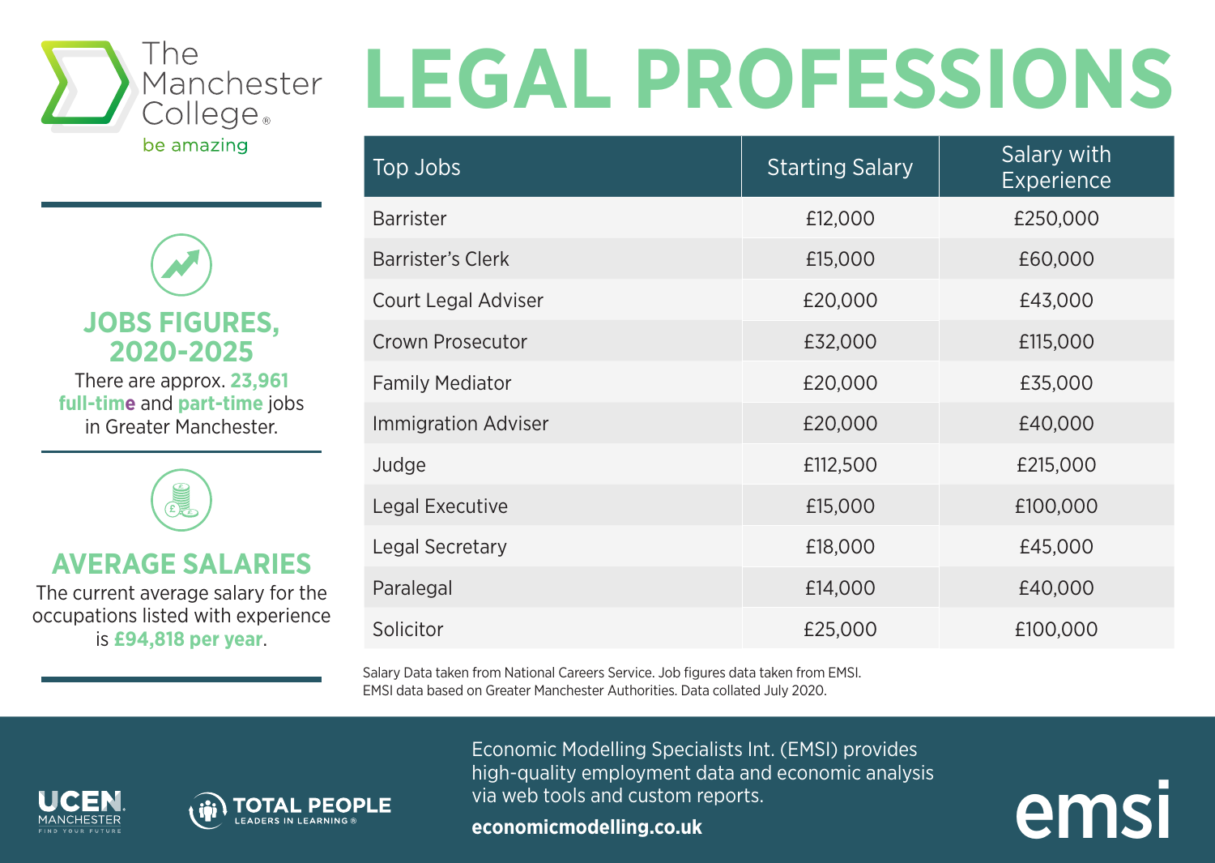The Manchester College
be amazing

# LEGAL PROFESSIONS

## JOBS FIGURES, 2020-2025

There are approx. **23,961 full-time** and **part-time** jobs in Greater Manchester.

## AVERAGE SALARIES

The current average salary for the occupations listed with experience is **£94,818 per year**.

| Top Jobs | Starting Salary | Salary with Experience |
| --- | --- | --- |
| Barrister | £12,000 | £250,000 |
| Barrister's Clerk | £15,000 | £60,000 |
| Court Legal Adviser | £20,000 | £43,000 |
| Crown Prosecutor | £32,000 | £115,000 |
| Family Mediator | £20,000 | £35,000 |
| Immigration Adviser | £20,000 | £40,000 |
| Judge | £112,500 | £215,000 |
| Legal Executive | £15,000 | £100,000 |
| Legal Secretary | £18,000 | £45,000 |
| Paralegal | £14,000 | £40,000 |
| Solicitor | £25,000 | £100,000 |

Salary Data taken from National Careers Service. Job figures data taken from EMSI.
EMSI data based on Greater Manchester Authorities. Data collated July 2020.

UCEN MANCHESTER FIND YOUR FUTURE

TOTAL PEOPLE LEADERS IN LEARNING

Economic Modelling Specialists Int. (EMSI) provides high-quality employment data and economic analysis via web tools and custom reports.

**economicmodelling.co.uk**

emsi